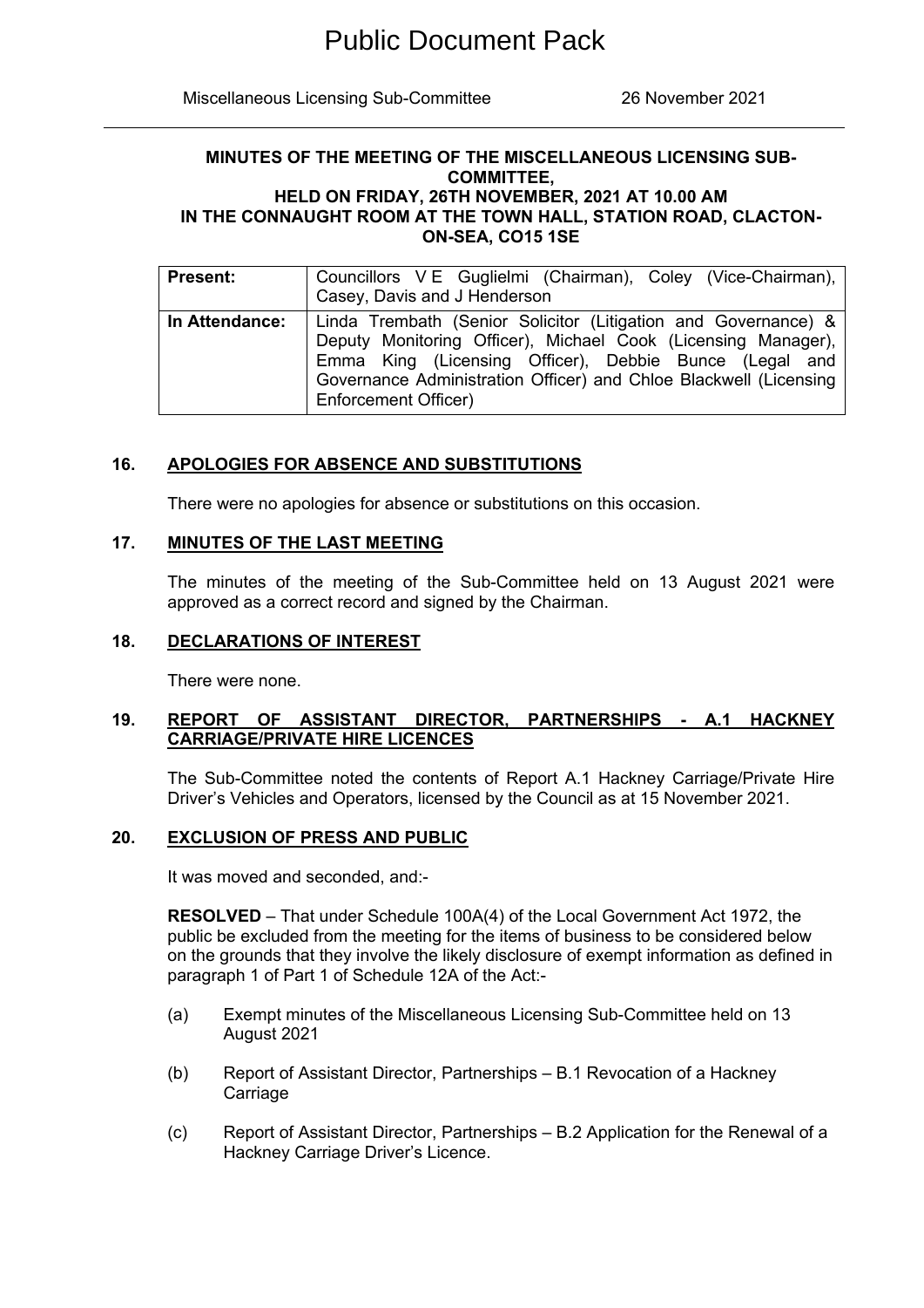# Public Document Pack

Miscellaneous Licensing Sub-Committee 26 November 2021

---

**MINUTES OF THE MEETING OF THE MISCELLANEOUS LICENSING SUB-COMMITTEE,**
**HELD ON FRIDAY, 26TH NOVEMBER, 2021 AT 10.00 AM**
**IN THE CONNAUGHT ROOM AT THE TOWN HALL, STATION ROAD, CLACTON-ON-SEA, CO15 1SE**

| **Present:** | Councillors V E Guglielmi (Chairman), Coley (Vice-Chairman), Casey, Davis and J Henderson |
|---|---|
| **In Attendance:** | Linda Trembath (Senior Solicitor (Litigation and Governance) & Deputy Monitoring Officer), Michael Cook (Licensing Manager), Emma King (Licensing Officer), Debbie Bunce (Legal and Governance Administration Officer) and Chloe Blackwell (Licensing Enforcement Officer) |

## 16. APOLOGIES FOR ABSENCE AND SUBSTITUTIONS

There were no apologies for absence or substitutions on this occasion.

## 17. MINUTES OF THE LAST MEETING

The minutes of the meeting of the Sub-Committee held on 13 August 2021 were approved as a correct record and signed by the Chairman.

## 18. DECLARATIONS OF INTEREST

There were none.

## 19. REPORT OF ASSISTANT DIRECTOR, PARTNERSHIPS - A.1 HACKNEY CARRIAGE/PRIVATE HIRE LICENCES

The Sub-Committee noted the contents of Report A.1 Hackney Carriage/Private Hire Driver's Vehicles and Operators, licensed by the Council as at 15 November 2021.

## 20. EXCLUSION OF PRESS AND PUBLIC

It was moved and seconded, and:-

**RESOLVED** – That under Schedule 100A(4) of the Local Government Act 1972, the public be excluded from the meeting for the items of business to be considered below on the grounds that they involve the likely disclosure of exempt information as defined in paragraph 1 of Part 1 of Schedule 12A of the Act:-

(a) Exempt minutes of the Miscellaneous Licensing Sub-Committee held on 13 August 2021

(b) Report of Assistant Director, Partnerships – B.1 Revocation of a Hackney Carriage

(c) Report of Assistant Director, Partnerships – B.2 Application for the Renewal of a Hackney Carriage Driver's Licence.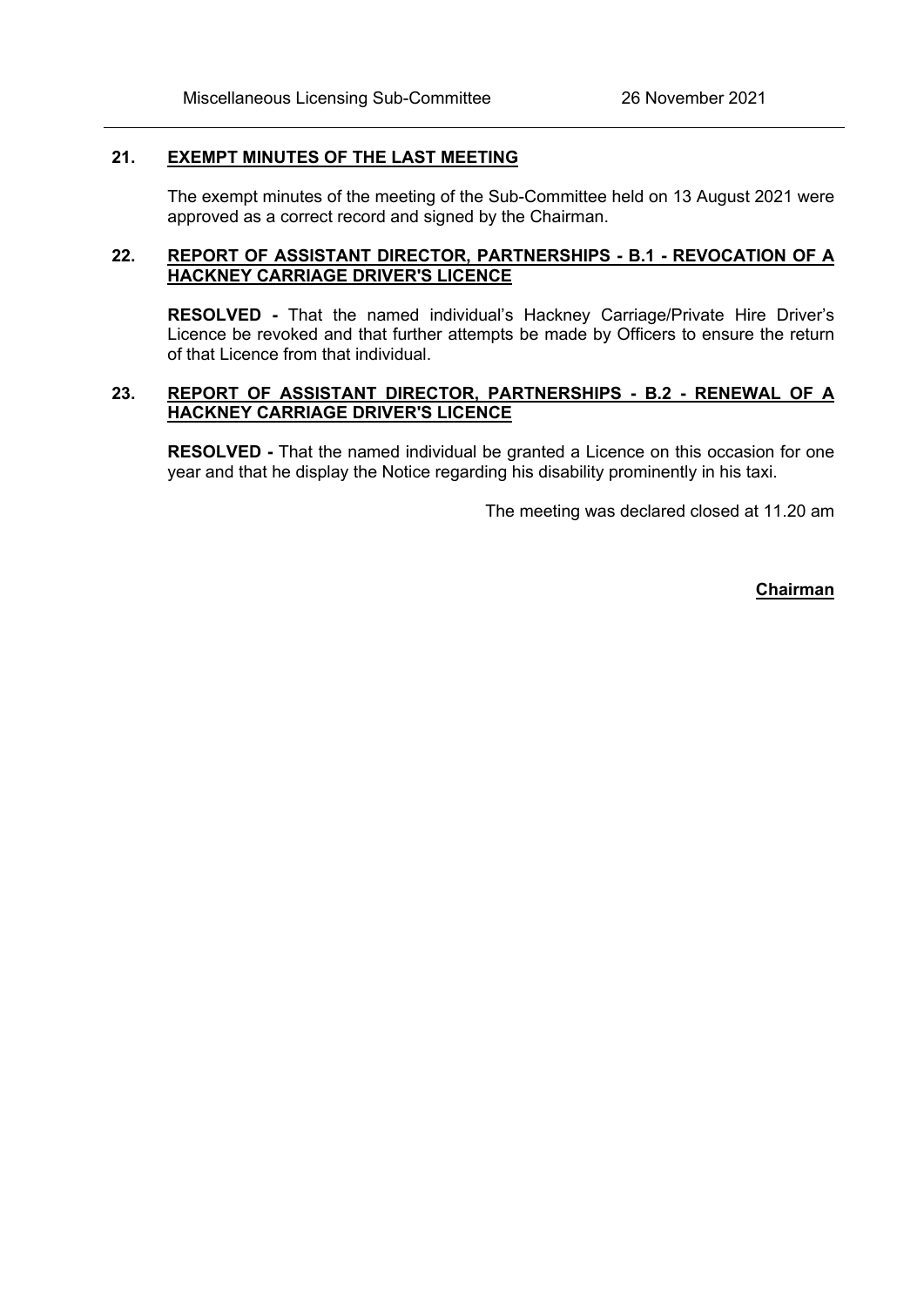## 21. EXEMPT MINUTES OF THE LAST MEETING

The exempt minutes of the meeting of the Sub-Committee held on 13 August 2021 were approved as a correct record and signed by the Chairman.

## 22. REPORT OF ASSISTANT DIRECTOR, PARTNERSHIPS - B.1 - REVOCATION OF A HACKNEY CARRIAGE DRIVER'S LICENCE

**RESOLVED -** That the named individual's Hackney Carriage/Private Hire Driver's Licence be revoked and that further attempts be made by Officers to ensure the return of that Licence from that individual.

## 23. REPORT OF ASSISTANT DIRECTOR, PARTNERSHIPS - B.2 - RENEWAL OF A HACKNEY CARRIAGE DRIVER'S LICENCE

**RESOLVED -** That the named individual be granted a Licence on this occasion for one year and that he display the Notice regarding his disability prominently in his taxi.

The meeting was declared closed at 11.20 am

**Chairman**